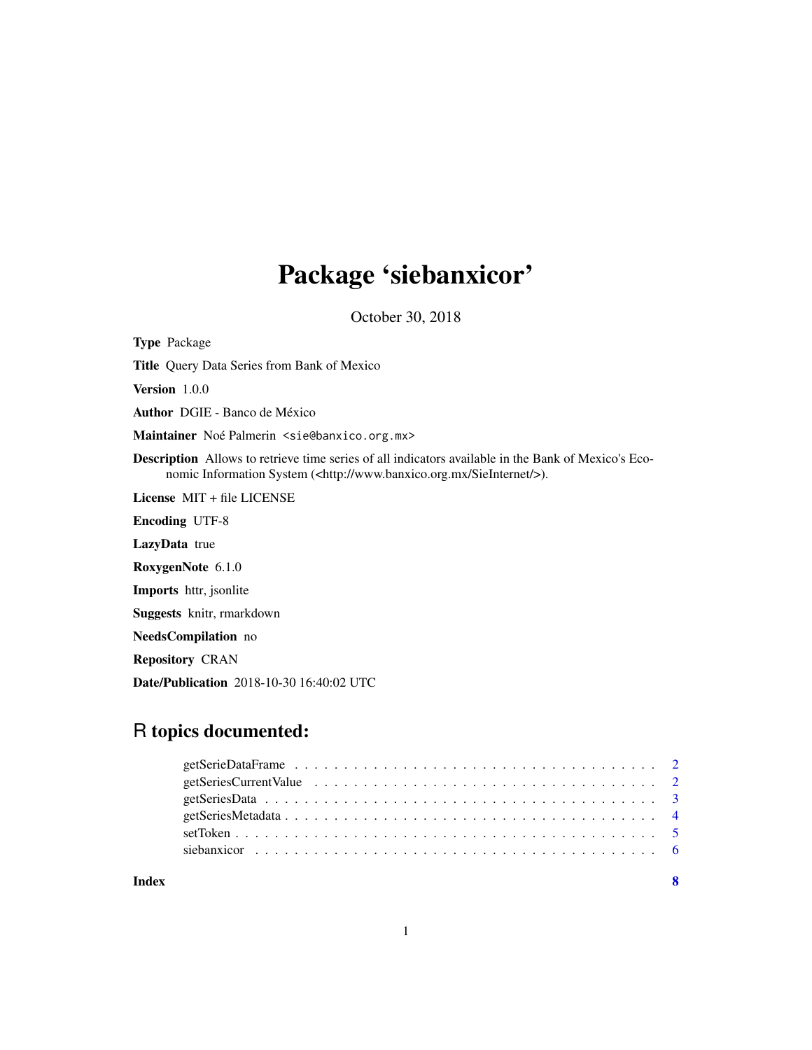# Package 'siebanxicor'

October 30, 2018

**Type** Package

**Title** Query Data Series from Bank of Mexico

**Version** 1.0.0

**Author** DGIE - Banco de México

**Maintainer** Noé Palmerin <sie@banxico.org.mx>

**Description** Allows to retrieve time series of all indicators available in the Bank of Mexico's Economic Information System (<http://www.banxico.org.mx/SieInternet/>).

**License** MIT + file LICENSE

**Encoding** UTF-8

**LazyData** true

**RoxygenNote** 6.1.0

**Imports** httr, jsonlite

**Suggests** knitr, rmarkdown

**NeedsCompilation** no

**Repository** CRAN

**Date/Publication** 2018-10-30 16:40:02 UTC

## R topics documented:

- getSerieDataFrame . . . . . . . . . . . . . . . . . . . . . . . . . . . . . . . . . . . . 2
- getSeriesCurrentValue . . . . . . . . . . . . . . . . . . . . . . . . . . . . . . . . . . 2
- getSeriesData . . . . . . . . . . . . . . . . . . . . . . . . . . . . . . . . . . . . . . 3
- getSeriesMetadata . . . . . . . . . . . . . . . . . . . . . . . . . . . . . . . . . . . . 4
- setToken . . . . . . . . . . . . . . . . . . . . . . . . . . . . . . . . . . . . . . . . . 5
- siebanxicor . . . . . . . . . . . . . . . . . . . . . . . . . . . . . . . . . . . . . . . 6

**Index** **8**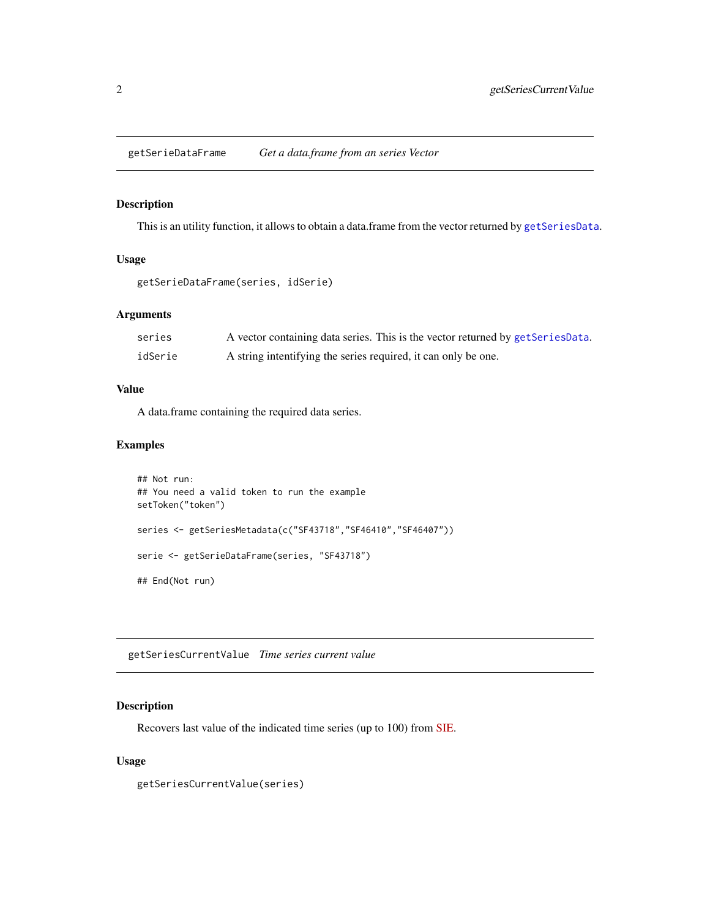## getSerieDataFrame *Get a data.frame from an series Vector*

### Description

This is an utility function, it allows to obtain a data.frame from the vector returned by getSeriesData.

### Usage

```
getSerieDataFrame(series, idSerie)
```

### Arguments

| | |
|---|---|
| series | A vector containing data series. This is the vector returned by getSeriesData. |
| idSerie | A string intentifying the series required, it can only be one. |

### Value

A data.frame containing the required data series.

### Examples

```
## Not run:
## You need a valid token to run the example
setToken("token")

series <- getSeriesMetadata(c("SF43718","SF46410","SF46407"))

serie <- getSerieDataFrame(series, "SF43718")

## End(Not run)
```

## getSeriesCurrentValue *Time series current value*

### Description

Recovers last value of the indicated time series (up to 100) from SIE.

### Usage

```
getSeriesCurrentValue(series)
```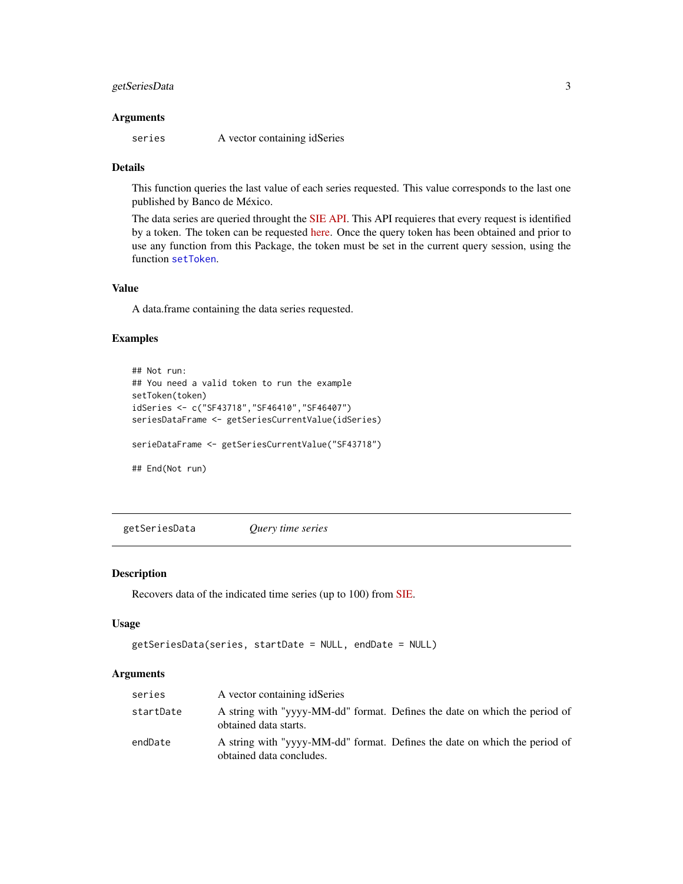### Arguments

| | |
|---|---|
| `series` | A vector containing idSeries |

### Details

This function queries the last value of each series requested. This value corresponds to the last one published by Banco de México.

The data series are queried throught the SIE API. This API requieres that every request is identified by a token. The token can be requested here. Once the query token has been obtained and prior to use any function from this Package, the token must be set in the current query session, using the function `setToken`.

### Value

A data.frame containing the data series requested.

### Examples

```
## Not run:
## You need a valid token to run the example
setToken(token)
idSeries <- c("SF43718","SF46410","SF46407")
seriesDataFrame <- getSeriesCurrentValue(idSeries)

serieDataFrame <- getSeriesCurrentValue("SF43718")

## End(Not run)
```

---

## `getSeriesData` *Query time series*

---

### Description

Recovers data of the indicated time series (up to 100) from SIE.

### Usage

```
getSeriesData(series, startDate = NULL, endDate = NULL)
```

### Arguments

| | |
|---|---|
| `series` | A vector containing idSeries |
| `startDate` | A string with "yyyy-MM-dd" format. Defines the date on which the period of obtained data starts. |
| `endDate` | A string with "yyyy-MM-dd" format. Defines the date on which the period of obtained data concludes. |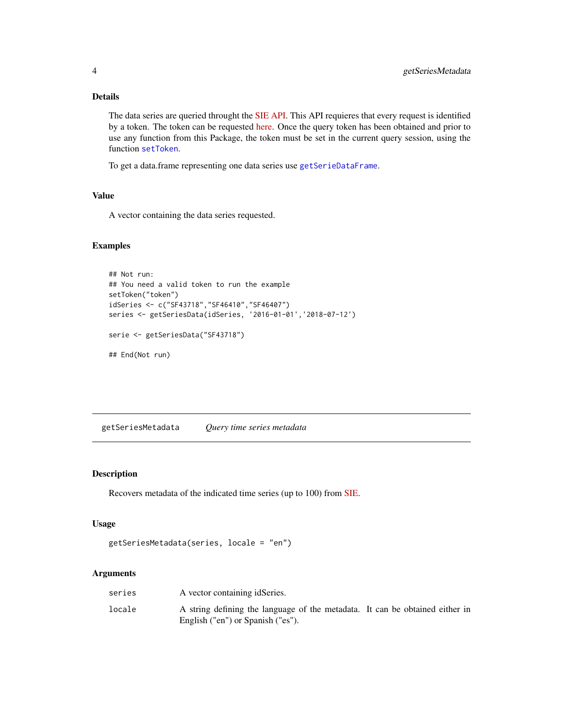### Details

The data series are queried throught the SIE API. This API requieres that every request is identified by a token. The token can be requested here. Once the query token has been obtained and prior to use any function from this Package, the token must be set in the current query session, using the function `setToken`.

To get a data.frame representing one data series use `getSerieDataFrame`.

### Value

A vector containing the data series requested.

### Examples

```
## Not run:
## You need a valid token to run the example
setToken("token")
idSeries <- c("SF43718","SF46410","SF46407")
series <- getSeriesData(idSeries, '2016-01-01','2018-07-12')

serie <- getSeriesData("SF43718")

## End(Not run)
```

---

## getSeriesMetadata — *Query time series metadata*

---

### Description

Recovers metadata of the indicated time series (up to 100) from SIE.

### Usage

```
getSeriesMetadata(series, locale = "en")
```

### Arguments

| | |
|---|---|
| `series` | A vector containing idSeries. |
| `locale` | A string defining the language of the metadata. It can be obtained either in English ("en") or Spanish ("es"). |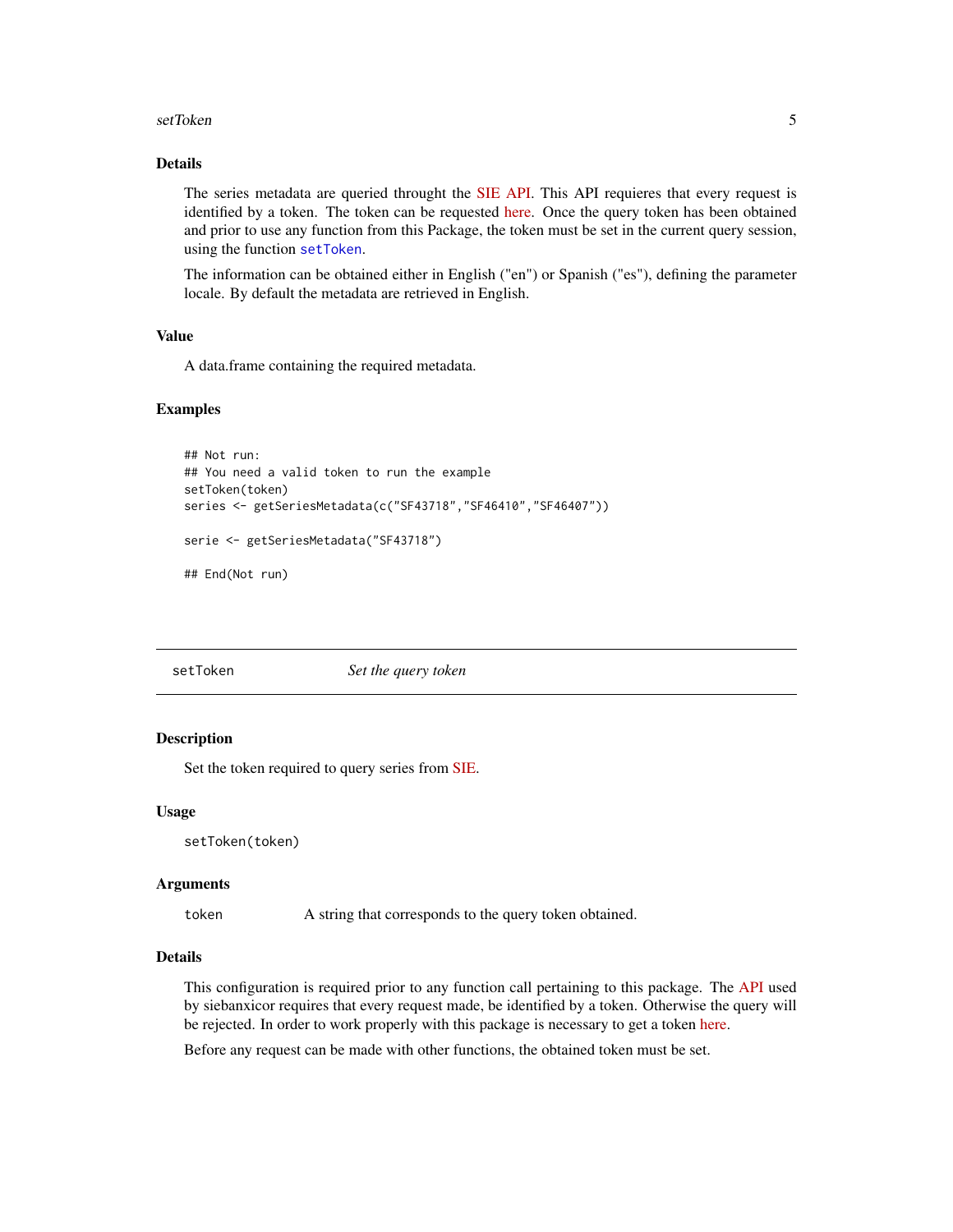### Details

The series metadata are queried throught the SIE API. This API requieres that every request is identified by a token. The token can be requested here. Once the query token has been obtained and prior to use any function from this Package, the token must be set in the current query session, using the function `setToken`.

The information can be obtained either in English ("en") or Spanish ("es"), defining the parameter locale. By default the metadata are retrieved in English.

### Value

A data.frame containing the required metadata.

### Examples

```
## Not run:
## You need a valid token to run the example
setToken(token)
series <- getSeriesMetadata(c("SF43718","SF46410","SF46407"))

serie <- getSeriesMetadata("SF43718")

## End(Not run)
```

---

## setToken — *Set the query token*

---

### Description

Set the token required to query series from SIE.

### Usage

```
setToken(token)
```

### Arguments

| | |
|---|---|
| `token` | A string that corresponds to the query token obtained. |

### Details

This configuration is required prior to any function call pertaining to this package. The API used by siebanxicor requires that every request made, be identified by a token. Otherwise the query will be rejected. In order to work properly with this package is necessary to get a token here.

Before any request can be made with other functions, the obtained token must be set.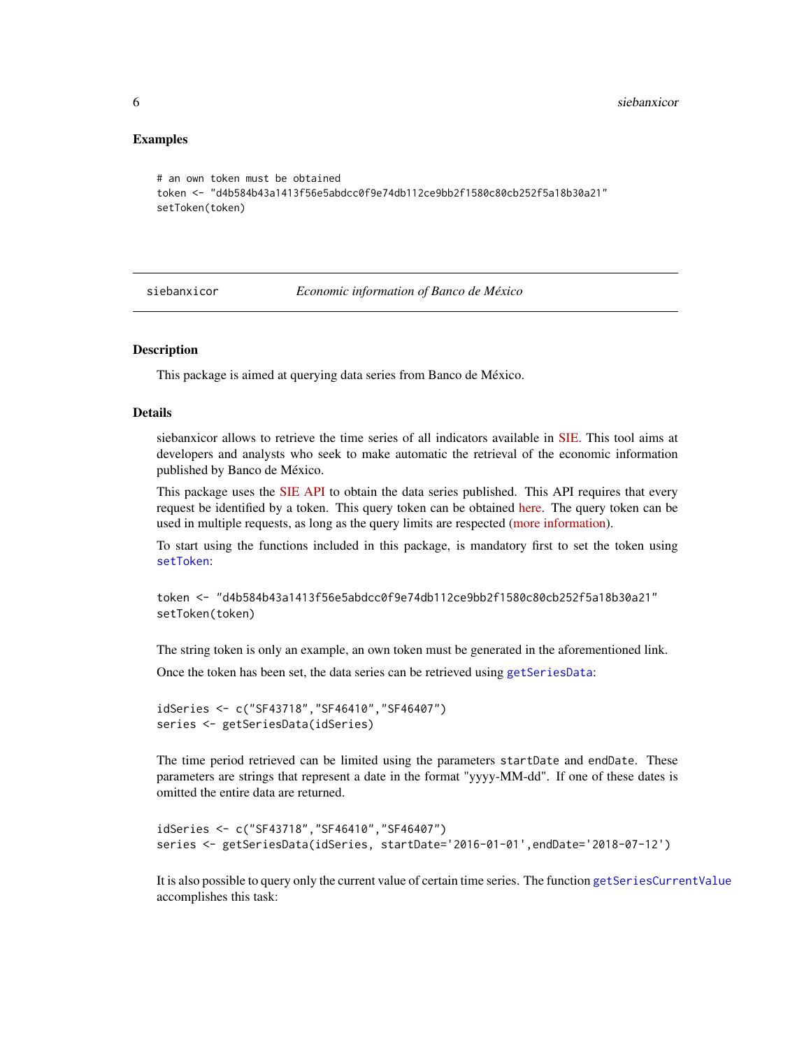### Examples

```
# an own token must be obtained
token <- "d4b584b43a1413f56e5abdcc0f9e74db112ce9bb2f1580c80cb252f5a18b30a21"
setToken(token)
```

---

## siebanxicor — *Economic information of Banco de México*

---

### Description

This package is aimed at querying data series from Banco de México.

### Details

siebanxicor allows to retrieve the time series of all indicators available in SIE. This tool aims at developers and analysts who seek to make automatic the retrieval of the economic information published by Banco de México.

This package uses the SIE API to obtain the data series published. This API requires that every request be identified by a token. This query token can be obtained here. The query token can be used in multiple requests, as long as the query limits are respected (more information).

To start using the functions included in this package, is mandatory first to set the token using `setToken`:

```
token <- "d4b584b43a1413f56e5abdcc0f9e74db112ce9bb2f1580c80cb252f5a18b30a21"
setToken(token)
```

The string token is only an example, an own token must be generated in the aforementioned link.

Once the token has been set, the data series can be retrieved using `getSeriesData`:

```
idSeries <- c("SF43718","SF46410","SF46407")
series <- getSeriesData(idSeries)
```

The time period retrieved can be limited using the parameters `startDate` and `endDate`. These parameters are strings that represent a date in the format "yyyy-MM-dd". If one of these dates is omitted the entire data are returned.

```
idSeries <- c("SF43718","SF46410","SF46407")
series <- getSeriesData(idSeries, startDate='2016-01-01',endDate='2018-07-12')
```

It is also possible to query only the current value of certain time series. The function `getSeriesCurrentValue` accomplishes this task: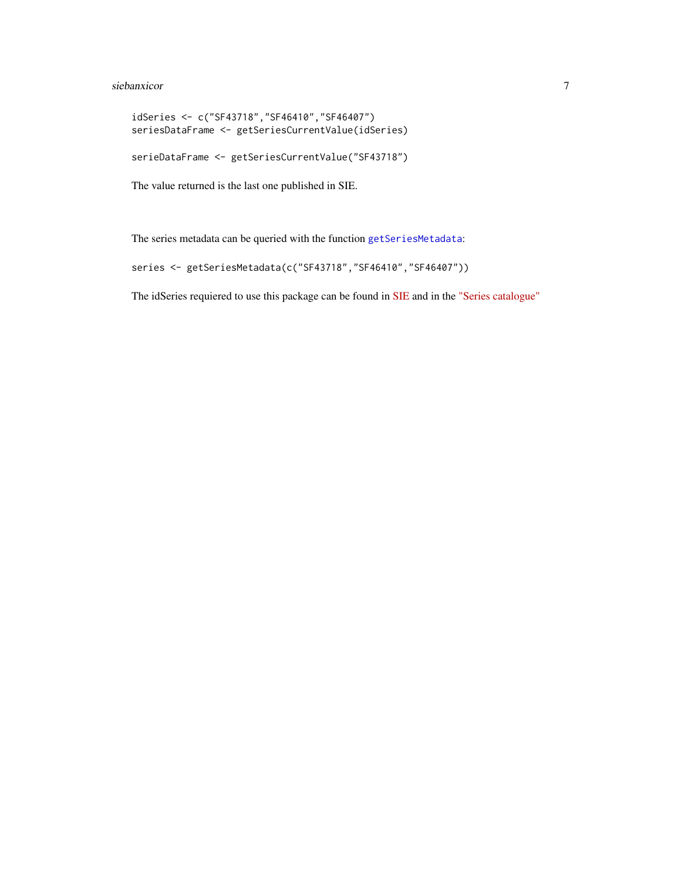```
idSeries <- c("SF43718","SF46410","SF46407")
seriesDataFrame <- getSeriesCurrentValue(idSeries)

serieDataFrame <- getSeriesCurrentValue("SF43718")
```

The value returned is the last one published in SIE.

The series metadata can be queried with the function getSeriesMetadata:

```
series <- getSeriesMetadata(c("SF43718","SF46410","SF46407"))
```

The idSeries requiered to use this package can be found in SIE and in the "Series catalogue"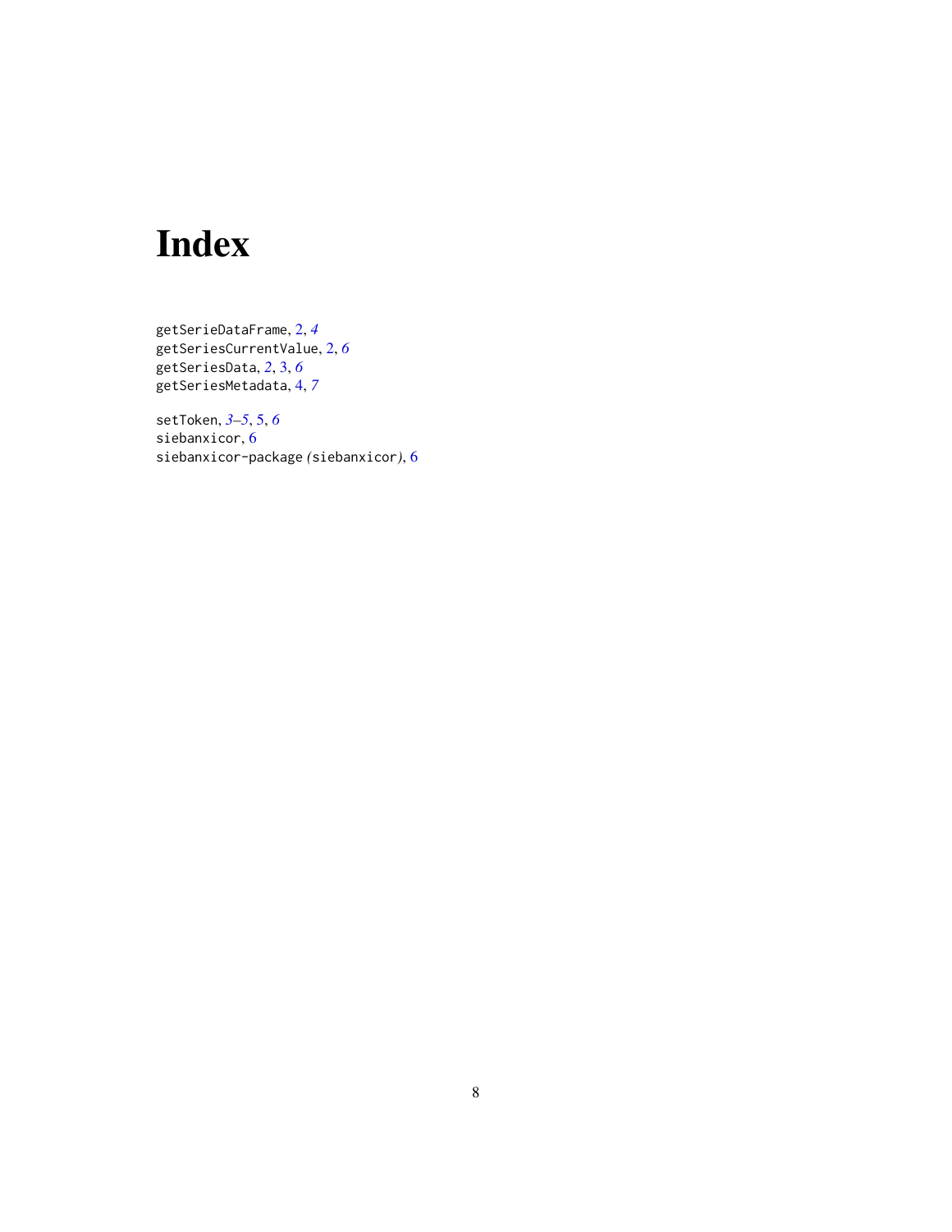# Index

getSerieDataFrame, 2, *4*
getSeriesCurrentValue, 2, *6*
getSeriesData, *2*, 3, *6*
getSeriesMetadata, 4, *7*

setToken, *3–5*, 5, *6*
siebanxicor, 6
siebanxicor-package *(*siebanxicor*)*, 6